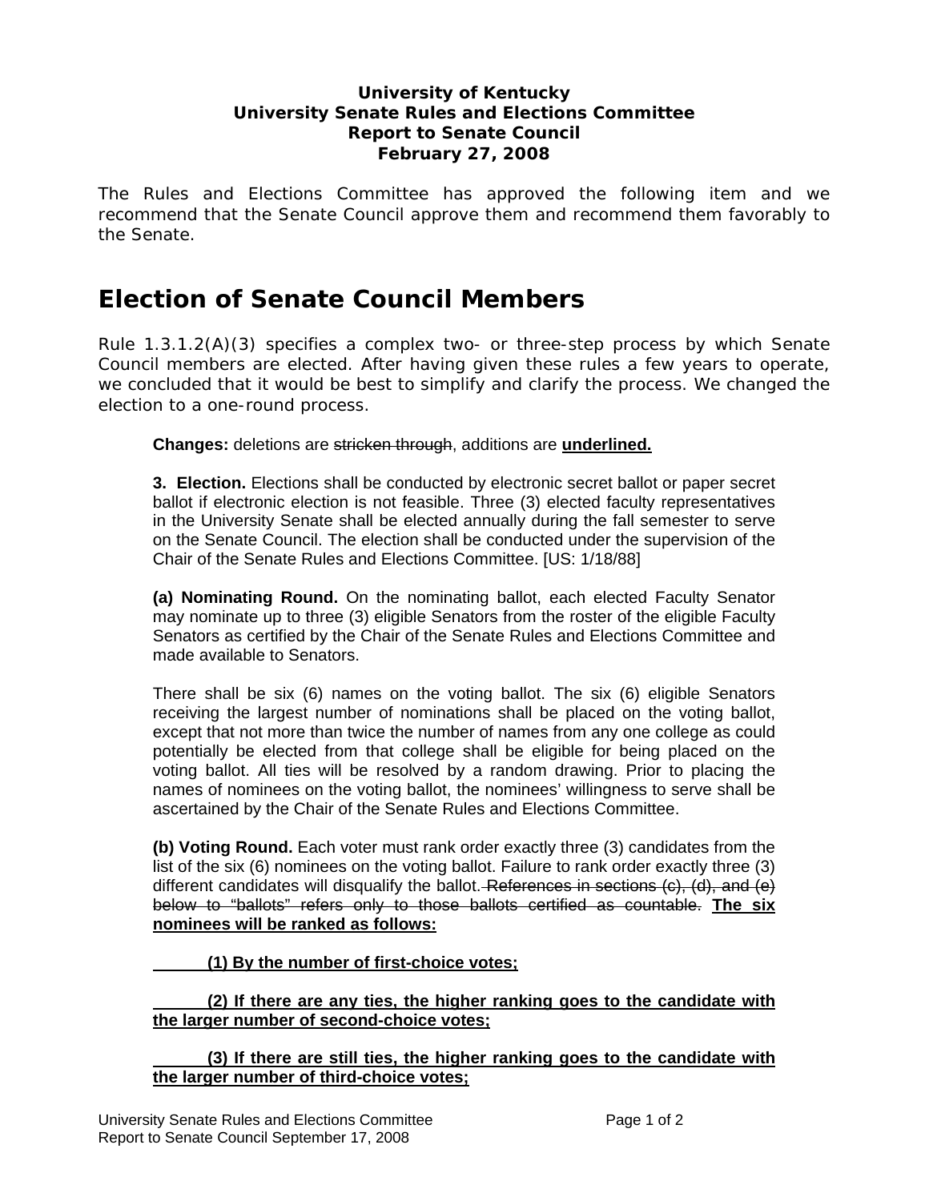**University of Kentucky**
**University Senate Rules and Elections Committee**
**Report to Senate Council**
**February 27, 2008**

The Rules and Elections Committee has approved the following item and we recommend that the Senate Council approve them and recommend them favorably to the Senate.

# Election of Senate Council Members

Rule 1.3.1.2(A)(3) specifies a complex two- or three-step process by which Senate Council members are elected. After having given these rules a few years to operate, we concluded that it would be best to simplify and clarify the process. We changed the election to a one-round process.

> **Changes:** deletions are ~~stricken through~~, additions are **<u>underlined.</u>**
>
> **3. Election.** Elections shall be conducted by electronic secret ballot or paper secret ballot if electronic election is not feasible. Three (3) elected faculty representatives in the University Senate shall be elected annually during the fall semester to serve on the Senate Council. The election shall be conducted under the supervision of the Chair of the Senate Rules and Elections Committee. [US: 1/18/88]
>
> **(a) Nominating Round.** On the nominating ballot, each elected Faculty Senator may nominate up to three (3) eligible Senators from the roster of the eligible Faculty Senators as certified by the Chair of the Senate Rules and Elections Committee and made available to Senators.
>
> There shall be six (6) names on the voting ballot. The six (6) eligible Senators receiving the largest number of nominations shall be placed on the voting ballot, except that not more than twice the number of names from any one college as could potentially be elected from that college shall be eligible for being placed on the voting ballot. All ties will be resolved by a random drawing. Prior to placing the names of nominees on the voting ballot, the nominees' willingness to serve shall be ascertained by the Chair of the Senate Rules and Elections Committee.
>
> **(b) Voting Round.** Each voter must rank order exactly three (3) candidates from the list of the six (6) nominees on the voting ballot. Failure to rank order exactly three (3) different candidates will disqualify the ballot. ~~References in sections (c), (d), and (e) below to "ballots" refers only to those ballots certified as countable.~~ **<u>The six nominees will be ranked as follows:</u>**
>
> **<u>(1) By the number of first-choice votes;</u>**
>
> **<u>(2) If there are any ties, the higher ranking goes to the candidate with the larger number of second-choice votes;</u>**
>
> **<u>(3) If there are still ties, the higher ranking goes to the candidate with the larger number of third-choice votes;</u>**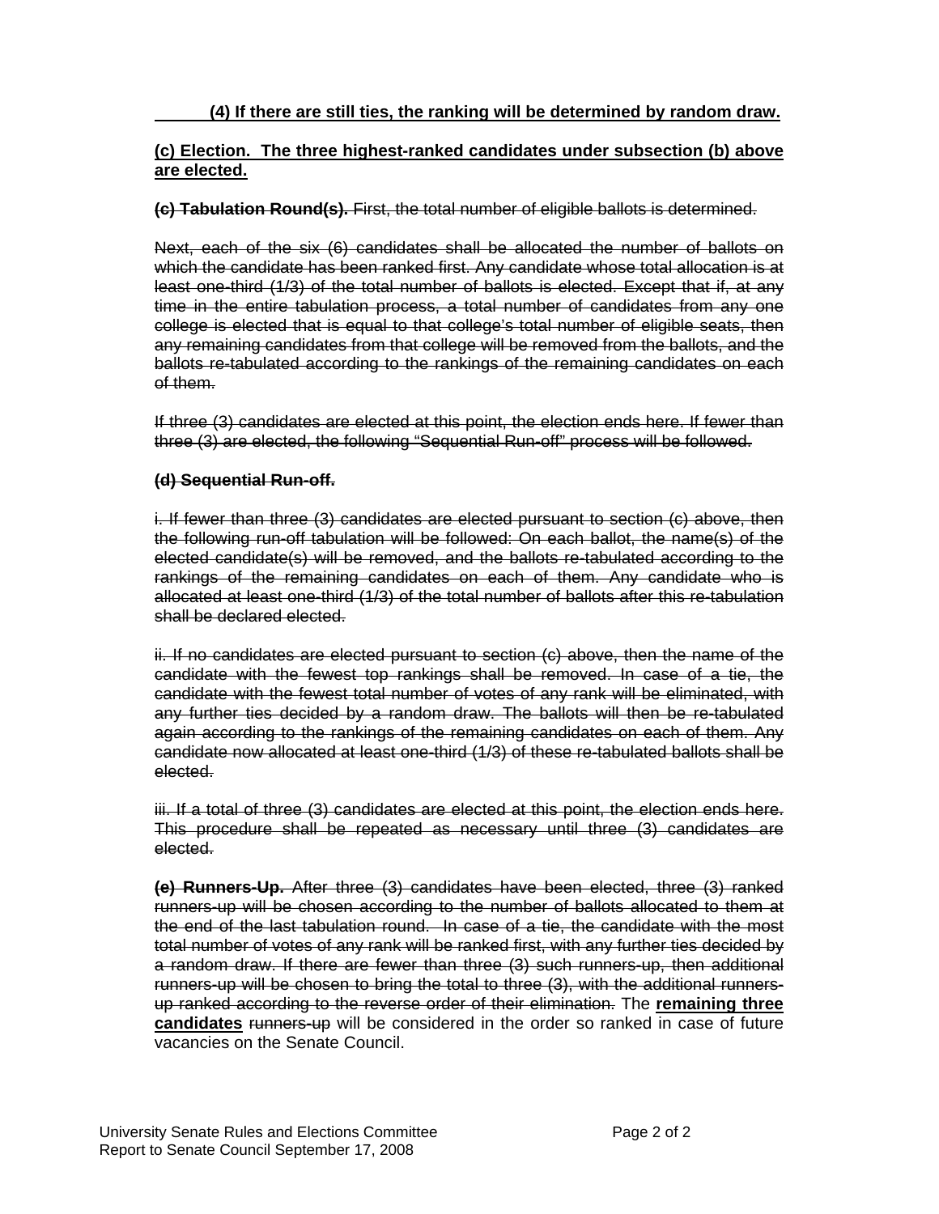**(4) If there are still ties, the ranking will be determined by random draw.**

**(c) Election. The three highest-ranked candidates under subsection (b) above are elected.**

~~**(c) Tabulation Round(s).** First, the total number of eligible ballots is determined.~~

~~Next, each of the six (6) candidates shall be allocated the number of ballots on which the candidate has been ranked first. Any candidate whose total allocation is at least one-third (1/3) of the total number of ballots is elected. Except that if, at any time in the entire tabulation process, a total number of candidates from any one college is elected that is equal to that college's total number of eligible seats, then any remaining candidates from that college will be removed from the ballots, and the ballots re-tabulated according to the rankings of the remaining candidates on each of them.~~

~~If three (3) candidates are elected at this point, the election ends here. If fewer than three (3) are elected, the following "Sequential Run-off" process will be followed.~~

~~**(d) Sequential Run-off.**~~

~~i. If fewer than three (3) candidates are elected pursuant to section (c) above, then the following run-off tabulation will be followed: On each ballot, the name(s) of the elected candidate(s) will be removed, and the ballots re-tabulated according to the rankings of the remaining candidates on each of them. Any candidate who is allocated at least one-third (1/3) of the total number of ballots after this re-tabulation shall be declared elected.~~

~~ii. If no candidates are elected pursuant to section (c) above, then the name of the candidate with the fewest top rankings shall be removed. In case of a tie, the candidate with the fewest total number of votes of any rank will be eliminated, with any further ties decided by a random draw. The ballots will then be re-tabulated again according to the rankings of the remaining candidates on each of them. Any candidate now allocated at least one-third (1/3) of these re-tabulated ballots shall be elected.~~

~~iii. If a total of three (3) candidates are elected at this point, the election ends here. This procedure shall be repeated as necessary until three (3) candidates are elected.~~

~~**(e) Runners-Up.** After three (3) candidates have been elected, three (3) ranked runners-up will be chosen according to the number of ballots allocated to them at the end of the last tabulation round. In case of a tie, the candidate with the most total number of votes of any rank will be ranked first, with any further ties decided by a random draw. If there are fewer than three (3) such runners-up, then additional runners-up will be chosen to bring the total to three (3), with the additional runners-up ranked according to the reverse order of their elimination.~~ The **remaining three candidates** ~~runners-up~~ will be considered in the order so ranked in case of future vacancies on the Senate Council.

University Senate Rules and Elections Committee
Report to Senate Council September 17, 2008